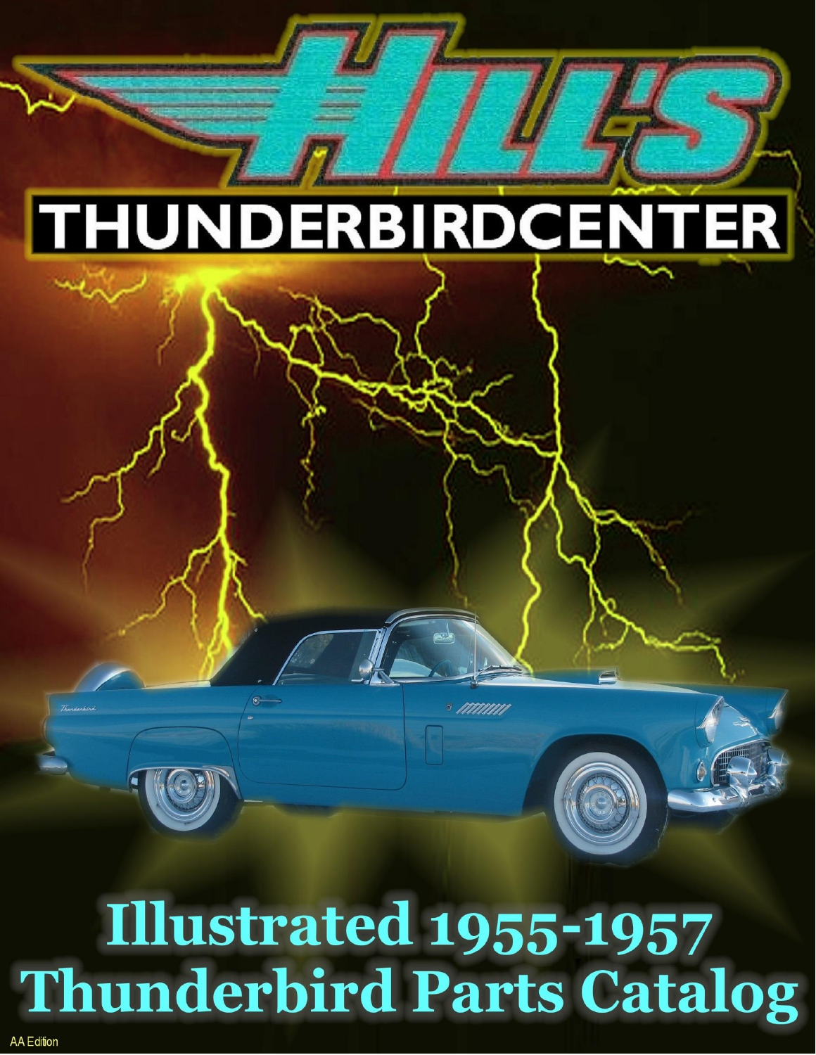# HILL'S

## THUNDERBIRDCENTER

# Illustrated 1955-1957 Thunderbird Parts Catalog

AA Edition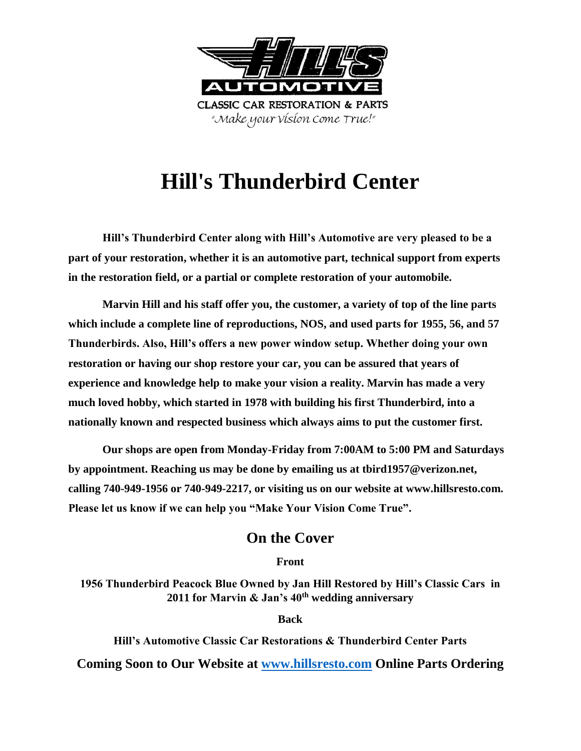HILL'S AUTOMOTIVE

CLASSIC CAR RESTORATION & PARTS

"Make your Vision Come True!"

# Hill's Thunderbird Center

**Hill's Thunderbird Center along with Hill's Automotive are very pleased to be a part of your restoration, whether it is an automotive part, technical support from experts in the restoration field, or a partial or complete restoration of your automobile.**

**Marvin Hill and his staff offer you, the customer, a variety of top of the line parts which include a complete line of reproductions, NOS, and used parts for 1955, 56, and 57 Thunderbirds. Also, Hill's offers a new power window setup. Whether doing your own restoration or having our shop restore your car, you can be assured that years of experience and knowledge help to make your vision a reality. Marvin has made a very much loved hobby, which started in 1978 with building his first Thunderbird, into a nationally known and respected business which always aims to put the customer first.**

**Our shops are open from Monday-Friday from 7:00AM to 5:00 PM and Saturdays by appointment. Reaching us may be done by emailing us at tbird1957@verizon.net, calling 740-949-1956 or 740-949-2217, or visiting us on our website at www.hillsresto.com. Please let us know if we can help you "Make Your Vision Come True".**

## On the Cover

**Front**

**1956 Thunderbird Peacock Blue Owned by Jan Hill Restored by Hill's Classic Cars in 2011 for Marvin & Jan's 40th wedding anniversary**

**Back**

**Hill's Automotive Classic Car Restorations & Thunderbird Center Parts**

**Coming Soon to Our Website at [www.hillsresto.com](http://www.hillsresto.com) Online Parts Ordering**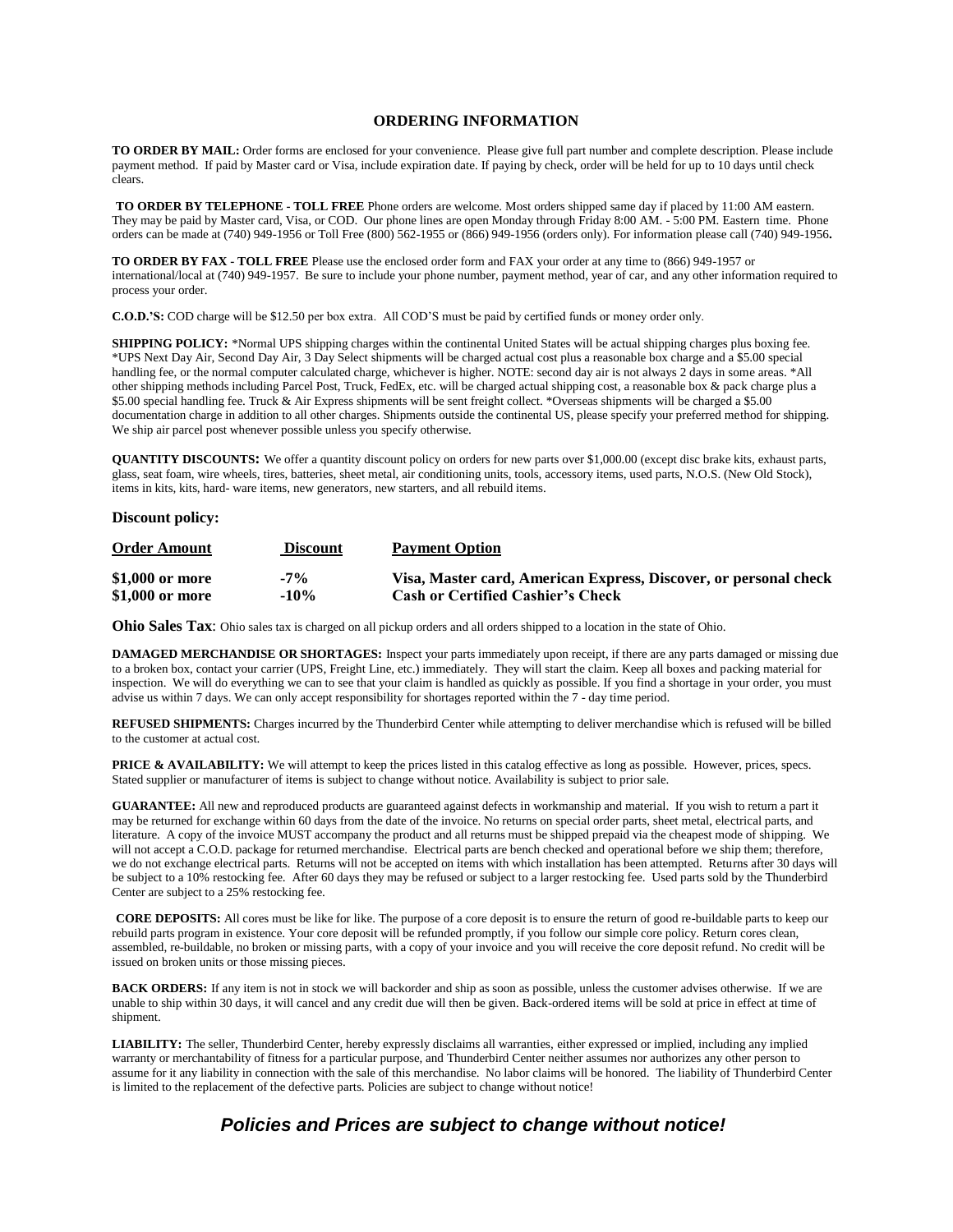## ORDERING INFORMATION

**TO ORDER BY MAIL:** Order forms are enclosed for your convenience. Please give full part number and complete description. Please include payment method. If paid by Master card or Visa, include expiration date. If paying by check, order will be held for up to 10 days until check clears.

**TO ORDER BY TELEPHONE - TOLL FREE** Phone orders are welcome. Most orders shipped same day if placed by 11:00 AM eastern. They may be paid by Master card, Visa, or COD. Our phone lines are open Monday through Friday 8:00 AM. - 5:00 PM. Eastern time. Phone orders can be made at (740) 949-1956 or Toll Free (800) 562-1955 or (866) 949-1956 (orders only). For information please call (740) 949-1956**.**

**TO ORDER BY FAX - TOLL FREE** Please use the enclosed order form and FAX your order at any time to (866) 949-1957 or international/local at (740) 949-1957. Be sure to include your phone number, payment method, year of car, and any other information required to process your order.

**C.O.D.'S:** COD charge will be $12.50 per box extra. All COD'S must be paid by certified funds or money order only.

**SHIPPING POLICY:** *Normal UPS shipping charges within the continental United States will be actual shipping charges plus boxing fee. *UPS Next Day Air, Second Day Air, 3 Day Select shipments will be charged actual cost plus a reasonable box charge and a $5.00 special handling fee, or the normal computer calculated charge, whichever is higher. NOTE: second day air is not always 2 days in some areas. *All other shipping methods including Parcel Post, Truck, FedEx, etc. will be charged actual shipping cost, a reasonable box & pack charge plus a $5.00 special handling fee. Truck & Air Express shipments will be sent freight collect. *Overseas shipments will be charged a $5.00 documentation charge in addition to all other charges. Shipments outside the continental US, please specify your preferred method for shipping. We ship air parcel post whenever possible unless you specify otherwise.

**QUANTITY DISCOUNTS:** We offer a quantity discount policy on orders for new parts over $1,000.00 (except disc brake kits, exhaust parts, glass, seat foam, wire wheels, tires, batteries, sheet metal, air conditioning units, tools, accessory items, used parts, N.O.S. (New Old Stock), items in kits, kits, hard- ware items, new generators, new starters, and all rebuild items.

**Discount policy:**

| Order Amount | Discount | Payment Option |
|---|---|---|
| **$1,000 or more** | **-7%** | **Visa, Master card, American Express, Discover, or personal check** |
| **$1,000 or more** | **-10%** | **Cash or Certified Cashier's Check** |

**Ohio Sales Tax**: Ohio sales tax is charged on all pickup orders and all orders shipped to a location in the state of Ohio.

**DAMAGED MERCHANDISE OR SHORTAGES:** Inspect your parts immediately upon receipt, if there are any parts damaged or missing due to a broken box, contact your carrier (UPS, Freight Line, etc.) immediately. They will start the claim. Keep all boxes and packing material for inspection. We will do everything we can to see that your claim is handled as quickly as possible. If you find a shortage in your order, you must advise us within 7 days. We can only accept responsibility for shortages reported within the 7 - day time period.

**REFUSED SHIPMENTS:** Charges incurred by the Thunderbird Center while attempting to deliver merchandise which is refused will be billed to the customer at actual cost.

**PRICE & AVAILABILITY:** We will attempt to keep the prices listed in this catalog effective as long as possible. However, prices, specs. Stated supplier or manufacturer of items is subject to change without notice. Availability is subject to prior sale.

**GUARANTEE:** All new and reproduced products are guaranteed against defects in workmanship and material. If you wish to return a part it may be returned for exchange within 60 days from the date of the invoice. No returns on special order parts, sheet metal, electrical parts, and literature. A copy of the invoice MUST accompany the product and all returns must be shipped prepaid via the cheapest mode of shipping. We will not accept a C.O.D. package for returned merchandise. Electrical parts are bench checked and operational before we ship them; therefore, we do not exchange electrical parts. Returns will not be accepted on items with which installation has been attempted. Returns after 30 days will be subject to a 10% restocking fee. After 60 days they may be refused or subject to a larger restocking fee. Used parts sold by the Thunderbird Center are subject to a 25% restocking fee.

**CORE DEPOSITS:** All cores must be like for like. The purpose of a core deposit is to ensure the return of good re-buildable parts to keep our rebuild parts program in existence. Your core deposit will be refunded promptly, if you follow our simple core policy. Return cores clean, assembled, re-buildable, no broken or missing parts, with a copy of your invoice and you will receive the core deposit refund. No credit will be issued on broken units or those missing pieces.

**BACK ORDERS:** If any item is not in stock we will backorder and ship as soon as possible, unless the customer advises otherwise. If we are unable to ship within 30 days, it will cancel and any credit due will then be given. Back-ordered items will be sold at price in effect at time of shipment.

**LIABILITY:** The seller, Thunderbird Center, hereby expressly disclaims all warranties, either expressed or implied, including any implied warranty or merchantability of fitness for a particular purpose, and Thunderbird Center neither assumes nor authorizes any other person to assume for it any liability in connection with the sale of this merchandise. No labor claims will be honored. The liability of Thunderbird Center is limited to the replacement of the defective parts. Policies are subject to change without notice!

***Policies and Prices are subject to change without notice!***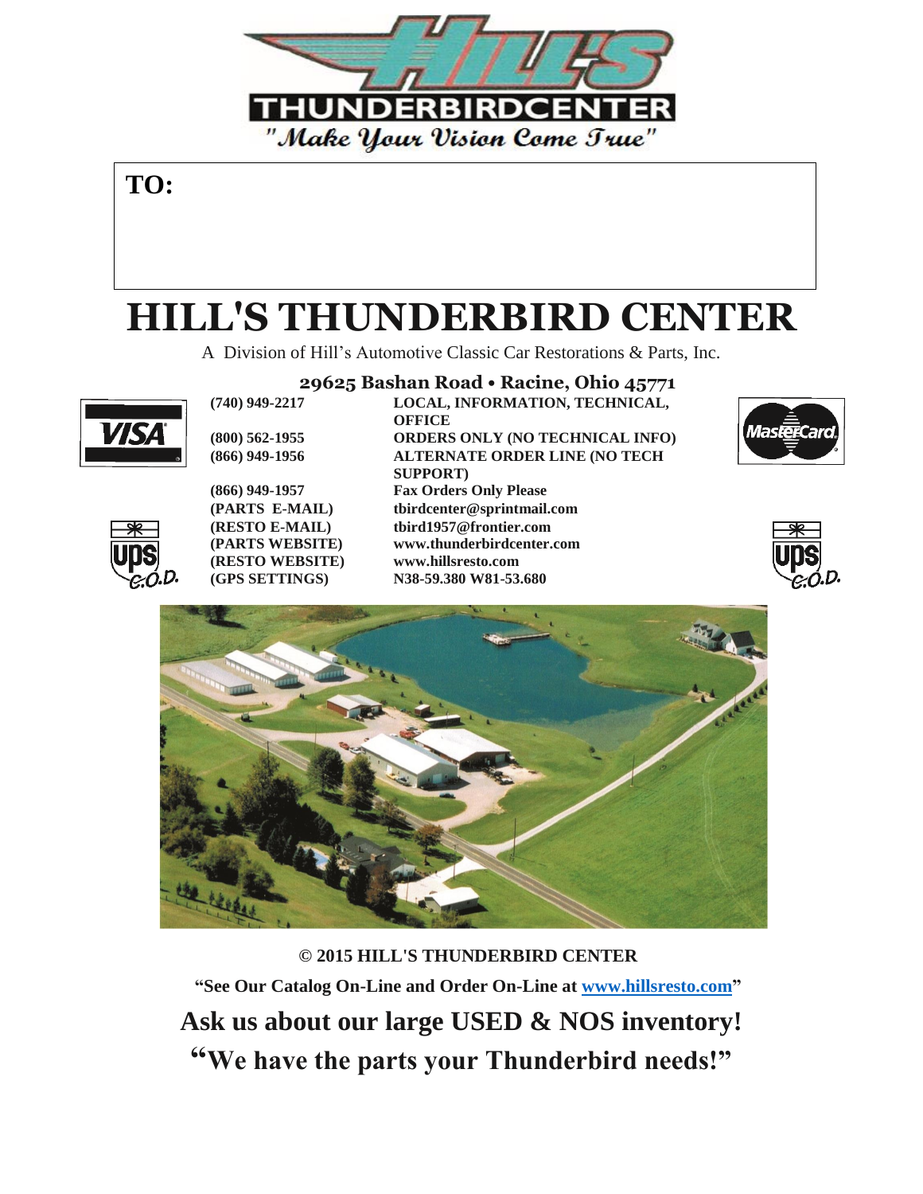THUNDERBIRDCENTER

*"Make Your Vision Come True"*

**TO:**

# HILL'S THUNDERBIRD CENTER

A Division of Hill's Automotive Classic Car Restorations & Parts, Inc.

**29625 Bashan Road • Racine, Ohio 45771**

| | |
|---|---|
| **(740) 949-2217** | **LOCAL, INFORMATION, TECHNICAL, OFFICE** |
| **(800) 562-1955** | **ORDERS ONLY (NO TECHNICAL INFO)** |
| **(866) 949-1956** | **ALTERNATE ORDER LINE (NO TECH SUPPORT)** |
| **(866) 949-1957** | **Fax Orders Only Please** |
| **(PARTS E-MAIL)** | **tbirdcenter@sprintmail.com** |
| **(RESTO E-MAIL)** | **tbird1957@frontier.com** |
| **(PARTS WEBSITE)** | **www.thunderbirdcenter.com** |
| **(RESTO WEBSITE)** | **www.hillsresto.com** |
| **(GPS SETTINGS)** | **N38-59.380 W81-53.680** |

**© 2015 HILL'S THUNDERBIRD CENTER**

**"See Our Catalog On-Line and Order On-Line at [www.hillsresto.com](http://www.hillsresto.com)"**

## Ask us about our large USED & NOS inventory!

## "We have the parts your Thunderbird needs!"